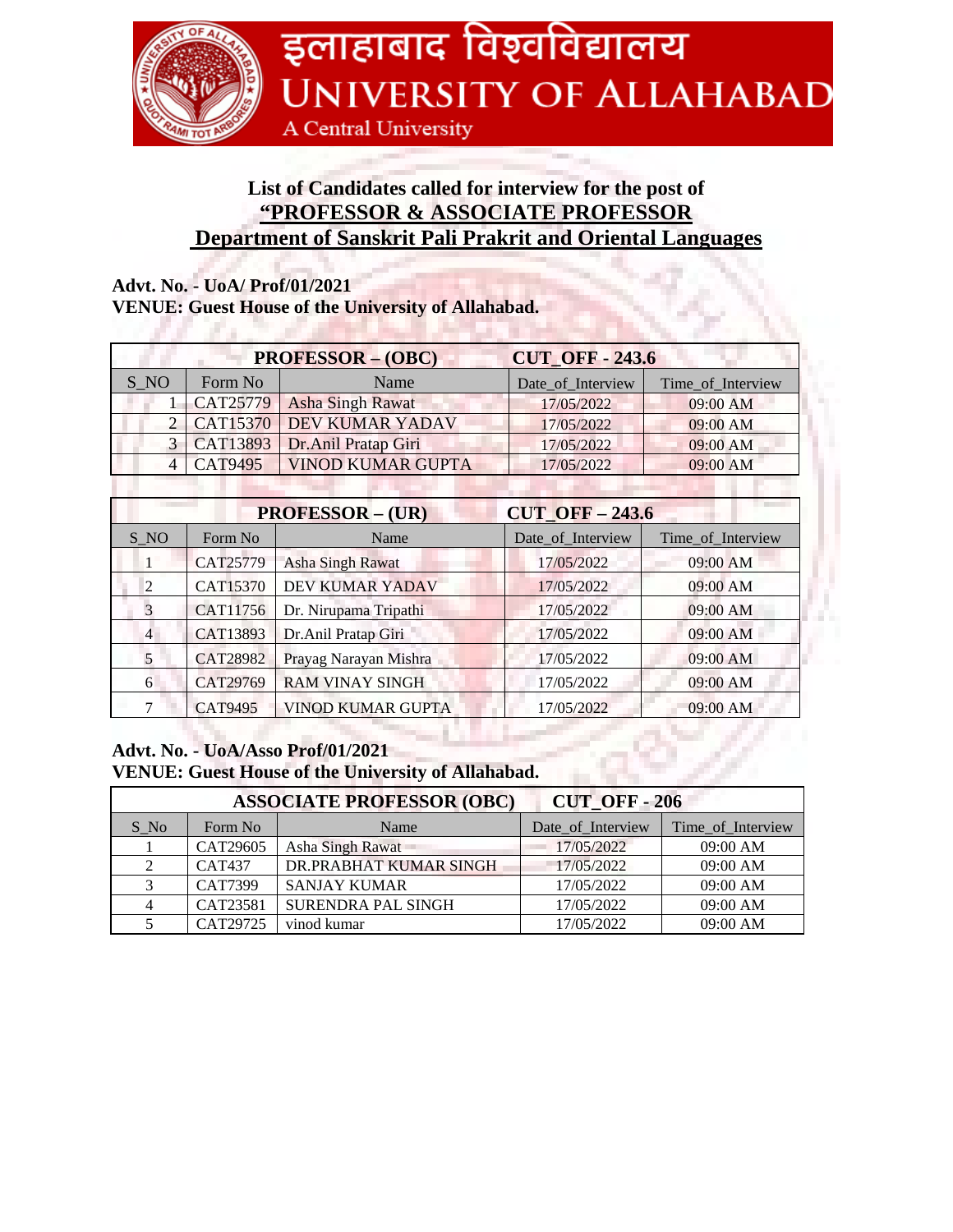# इलाहाबाद विश्वविद्यालय
# UNIVERSITY OF ALLAHABAD
A Central University

## List of Candidates called for interview for the post of "PROFESSOR & ASSOCIATE PROFESSOR Department of Sanskrit Pali Prakrit and Oriental Languages

**Advt. No. - UoA/ Prof/01/2021**
**VENUE: Guest House of the University of Allahabad.**

| PROFESSOR – (OBC) | | CUT_OFF - 243.6 | | |
|---|---|---|---|---|
| S_NO | Form No | Name | Date_of_Interview | Time_of_Interview |
| 1 | CAT25779 | Asha Singh Rawat | 17/05/2022 | 09:00 AM |
| 2 | CAT15370 | DEV KUMAR YADAV | 17/05/2022 | 09:00 AM |
| 3 | CAT13893 | Dr.Anil Pratap Giri | 17/05/2022 | 09:00 AM |
| 4 | CAT9495 | VINOD KUMAR GUPTA | 17/05/2022 | 09:00 AM |

| PROFESSOR – (UR) | | CUT_OFF – 243.6 | | |
|---|---|---|---|---|
| S_NO | Form No | Name | Date_of_Interview | Time_of_Interview |
| 1 | CAT25779 | Asha Singh Rawat | 17/05/2022 | 09:00 AM |
| 2 | CAT15370 | DEV KUMAR YADAV | 17/05/2022 | 09:00 AM |
| 3 | CAT11756 | Dr. Nirupama Tripathi | 17/05/2022 | 09:00 AM |
| 4 | CAT13893 | Dr.Anil Pratap Giri | 17/05/2022 | 09:00 AM |
| 5 | CAT28982 | Prayag Narayan Mishra | 17/05/2022 | 09:00 AM |
| 6 | CAT29769 | RAM VINAY SINGH | 17/05/2022 | 09:00 AM |
| 7 | CAT9495 | VINOD KUMAR GUPTA | 17/05/2022 | 09:00 AM |

**Advt. No. - UoA/Asso Prof/01/2021**
**VENUE: Guest House of the University of Allahabad.**

| ASSOCIATE PROFESSOR (OBC) | | CUT_OFF - 206 | | |
|---|---|---|---|---|
| S_No | Form No | Name | Date_of_Interview | Time_of_Interview |
| 1 | CAT29605 | Asha Singh Rawat | 17/05/2022 | 09:00 AM |
| 2 | CAT437 | DR.PRABHAT KUMAR SINGH | 17/05/2022 | 09:00 AM |
| 3 | CAT7399 | SANJAY KUMAR | 17/05/2022 | 09:00 AM |
| 4 | CAT23581 | SURENDRA PAL SINGH | 17/05/2022 | 09:00 AM |
| 5 | CAT29725 | vinod kumar | 17/05/2022 | 09:00 AM |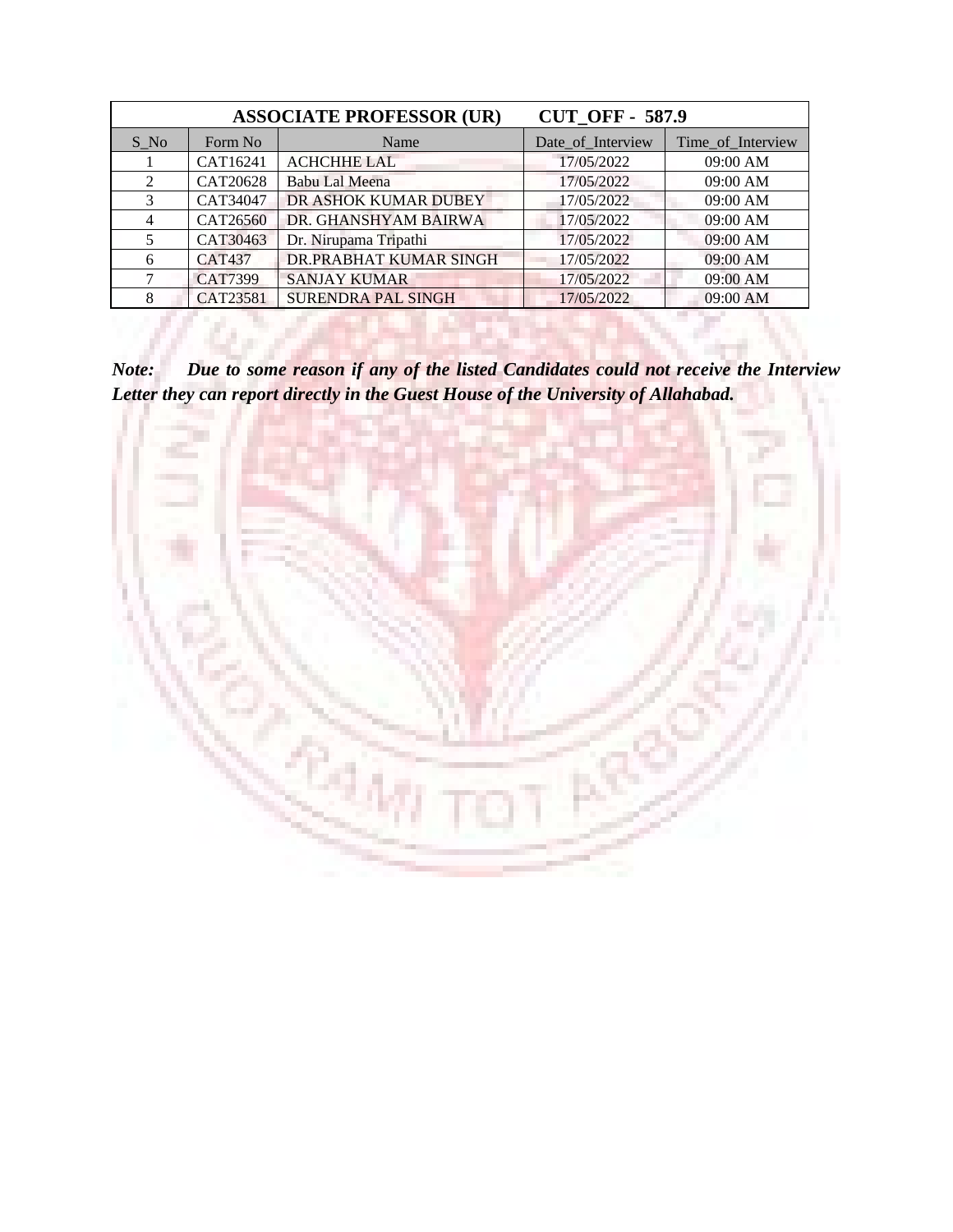| ASSOCIATE PROFESSOR (UR) CUT_OFF - 587.9 | | | | |
|---|---|---|---|---|
| S_No | Form No | Name | Date_of_Interview | Time_of_Interview |
| 1 | CAT16241 | ACHCHHE LAL | 17/05/2022 | 09:00 AM |
| 2 | CAT20628 | Babu Lal Meena | 17/05/2022 | 09:00 AM |
| 3 | CAT34047 | DR ASHOK KUMAR DUBEY | 17/05/2022 | 09:00 AM |
| 4 | CAT26560 | DR. GHANSHYAM BAIRWA | 17/05/2022 | 09:00 AM |
| 5 | CAT30463 | Dr. Nirupama Tripathi | 17/05/2022 | 09:00 AM |
| 6 | CAT437 | DR.PRABHAT KUMAR SINGH | 17/05/2022 | 09:00 AM |
| 7 | CAT7399 | SANJAY KUMAR | 17/05/2022 | 09:00 AM |
| 8 | CAT23581 | SURENDRA PAL SINGH | 17/05/2022 | 09:00 AM |

***Note:*** ***Due to some reason if any of the listed Candidates could not receive the Interview Letter they can report directly in the Guest House of the University of Allahabad.***